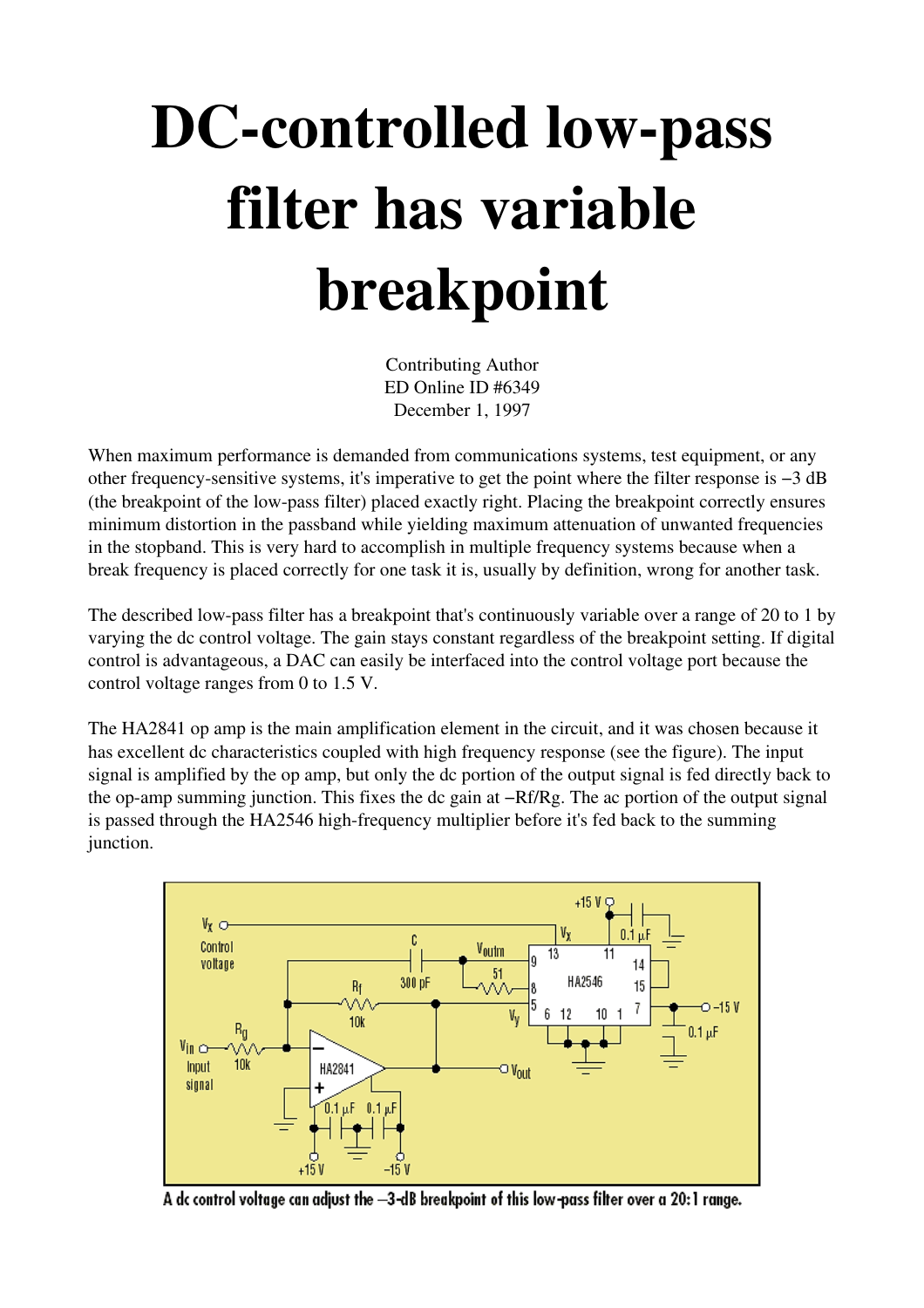# DC-controlled low-pass filter has variable breakpoint

Contributing Author
ED Online ID #6349
December 1, 1997

When maximum performance is demanded from communications systems, test equipment, or any other frequency-sensitive systems, it's imperative to get the point where the filter response is −3 dB (the breakpoint of the low-pass filter) placed exactly right. Placing the breakpoint correctly ensures minimum distortion in the passband while yielding maximum attenuation of unwanted frequencies in the stopband. This is very hard to accomplish in multiple frequency systems because when a break frequency is placed correctly for one task it is, usually by definition, wrong for another task.

The described low-pass filter has a breakpoint that's continuously variable over a range of 20 to 1 by varying the dc control voltage. The gain stays constant regardless of the breakpoint setting. If digital control is advantageous, a DAC can easily be interfaced into the control voltage port because the control voltage ranges from 0 to 1.5 V.

The HA2841 op amp is the main amplification element in the circuit, and it was chosen because it has excellent dc characteristics coupled with high frequency response (see the figure). The input signal is amplified by the op amp, but only the dc portion of the output signal is fed directly back to the op-amp summing junction. This fixes the dc gain at $-R_f/R_g$. The ac portion of the output signal is passed through the HA2546 high-frequency multiplier before it's fed back to the summing junction.

$V_X$ Control voltage
C
300 pF
$V_{outm}$
51
$R_f$
10k
$R_g$
10k
$V_{in}$ Input signal
HA2841
$V_{out}$
0.1 µF 0.1 µF
+15 V −15 V
+15 V
0.1 µF
$V_X$
13 11 14 15 9 8 5 6 12 10 1 7
HA2546
$V_Y$
−15 V
0.1 µF

A dc control voltage can adjust the −3-dB breakpoint of this low-pass filter over a 20:1 range.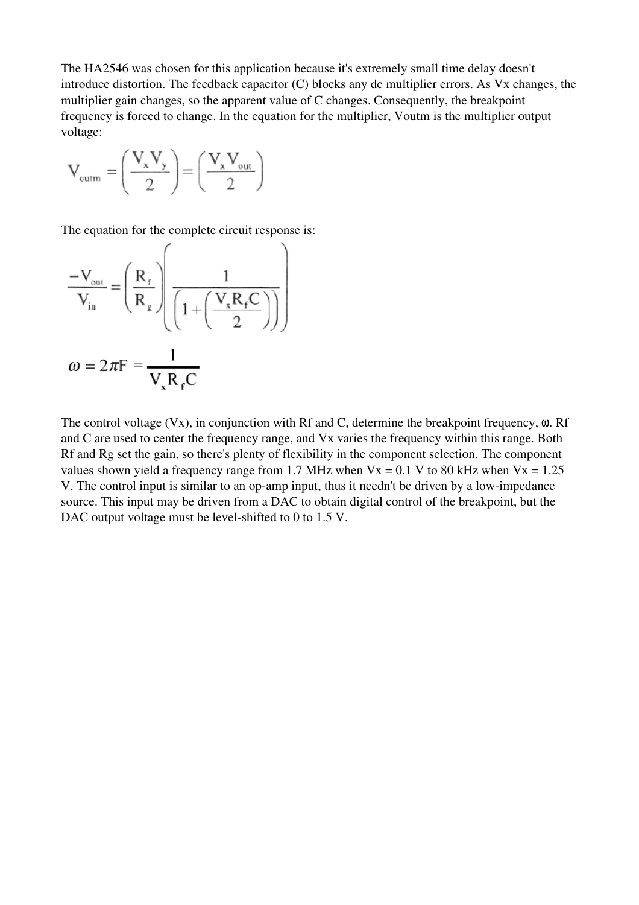The HA2546 was chosen for this application because it's extremely small time delay doesn't introduce distortion. The feedback capacitor (C) blocks any dc multiplier errors. As Vx changes, the multiplier gain changes, so the apparent value of C changes. Consequently, the breakpoint frequency is forced to change. In the equation for the multiplier, Voutm is the multiplier output voltage:

$$V_{outm} = \left(\frac{V_x V_y}{2}\right) = \left(\frac{V_x V_{out}}{2}\right)$$

The equation for the complete circuit response is:

$$\frac{-V_{out}}{V_{in}} = \left(\frac{R_f}{R_g}\right)\left(\frac{1}{\left(1+\left(\frac{V_x R_f C}{2}\right)\right)}\right)$$

$$\omega = 2\pi F = \frac{1}{V_x R_f C}$$

The control voltage (Vx), in conjunction with Rf and C, determine the breakpoint frequency, ω. Rf and C are used to center the frequency range, and Vx varies the frequency within this range. Both Rf and Rg set the gain, so there's plenty of flexibility in the component selection. The component values shown yield a frequency range from 1.7 MHz when Vx = 0.1 V to 80 kHz when Vx = 1.25 V. The control input is similar to an op-amp input, thus it needn't be driven by a low-impedance source. This input may be driven from a DAC to obtain digital control of the breakpoint, but the DAC output voltage must be level-shifted to 0 to 1.5 V.